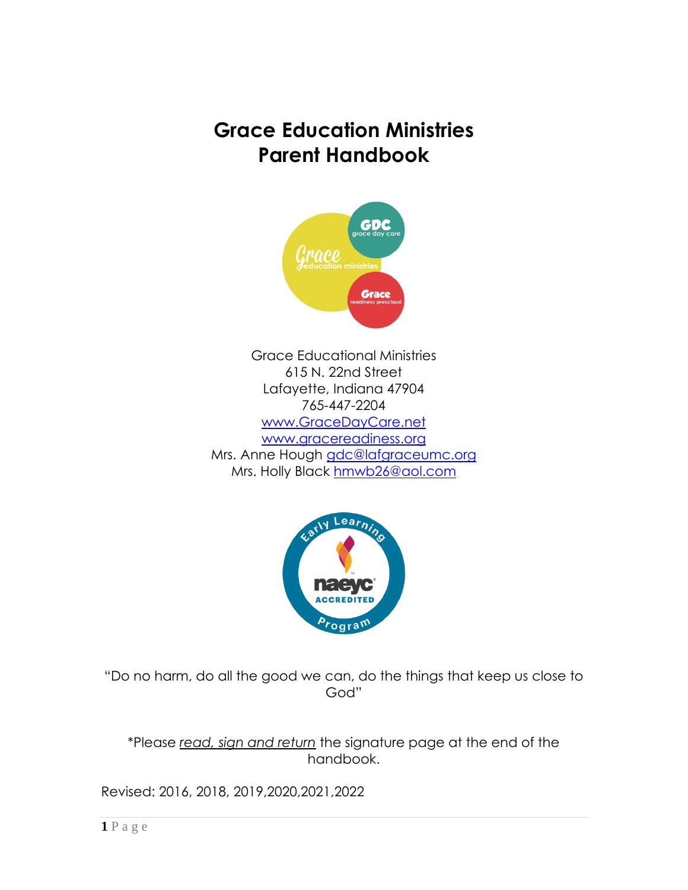# Grace Education Ministries
# Parent Handbook

Grace Educational Ministries
615 N. 22nd Street
Lafayette, Indiana 47904
765-447-2204
www.GraceDayCare.net
www.gracereadiness.org
Mrs. Anne Hough gdc@lafgraceumc.org
Mrs. Holly Black hmwb26@aol.com

"Do no harm, do all the good we can, do the things that keep us close to God"

*Please *read, sign and return* the signature page at the end of the handbook.

Revised: 2016, 2018, 2019,2020,2021,2022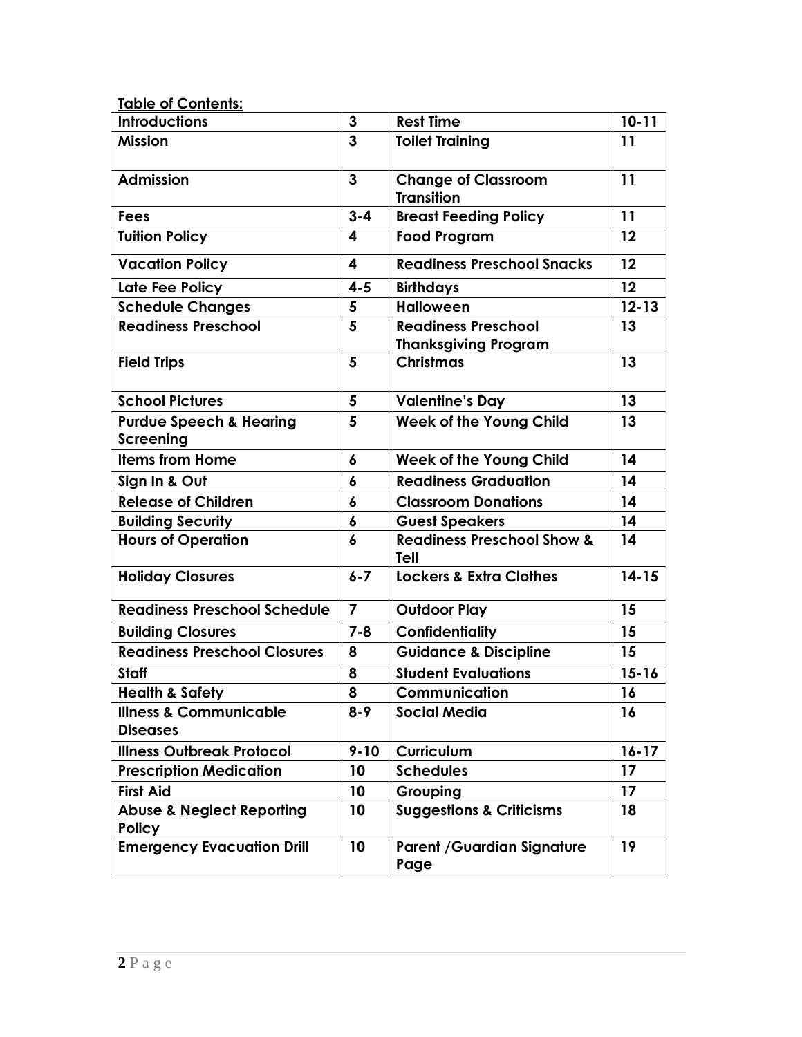**Table of Contents:**

| Introductions | 3 | Rest Time | 10-11 |
|---|---|---|---|
| Mission | 3 | Toilet Training | 11 |
| Admission | 3 | Change of Classroom Transition | 11 |
| Fees | 3-4 | Breast Feeding Policy | 11 |
| Tuition Policy | 4 | Food Program | 12 |
| Vacation Policy | 4 | Readiness Preschool Snacks | 12 |
| Late Fee Policy | 4-5 | Birthdays | 12 |
| Schedule Changes | 5 | Halloween | 12-13 |
| Readiness Preschool | 5 | Readiness Preschool Thanksgiving Program | 13 |
| Field Trips | 5 | Christmas | 13 |
| School Pictures | 5 | Valentine's Day | 13 |
| Purdue Speech & Hearing Screening | 5 | Week of the Young Child | 13 |
| Items from Home | 6 | Week of the Young Child | 14 |
| Sign In & Out | 6 | Readiness Graduation | 14 |
| Release of Children | 6 | Classroom Donations | 14 |
| Building Security | 6 | Guest Speakers | 14 |
| Hours of Operation | 6 | Readiness Preschool Show & Tell | 14 |
| Holiday Closures | 6-7 | Lockers & Extra Clothes | 14-15 |
| Readiness Preschool Schedule | 7 | Outdoor Play | 15 |
| Building Closures | 7-8 | Confidentiality | 15 |
| Readiness Preschool Closures | 8 | Guidance & Discipline | 15 |
| Staff | 8 | Student Evaluations | 15-16 |
| Health & Safety | 8 | Communication | 16 |
| Illness & Communicable Diseases | 8-9 | Social Media | 16 |
| Illness Outbreak Protocol | 9-10 | Curriculum | 16-17 |
| Prescription Medication | 10 | Schedules | 17 |
| First Aid | 10 | Grouping | 17 |
| Abuse & Neglect Reporting Policy | 10 | Suggestions & Criticisms | 18 |
| Emergency Evacuation Drill | 10 | Parent /Guardian Signature Page | 19 |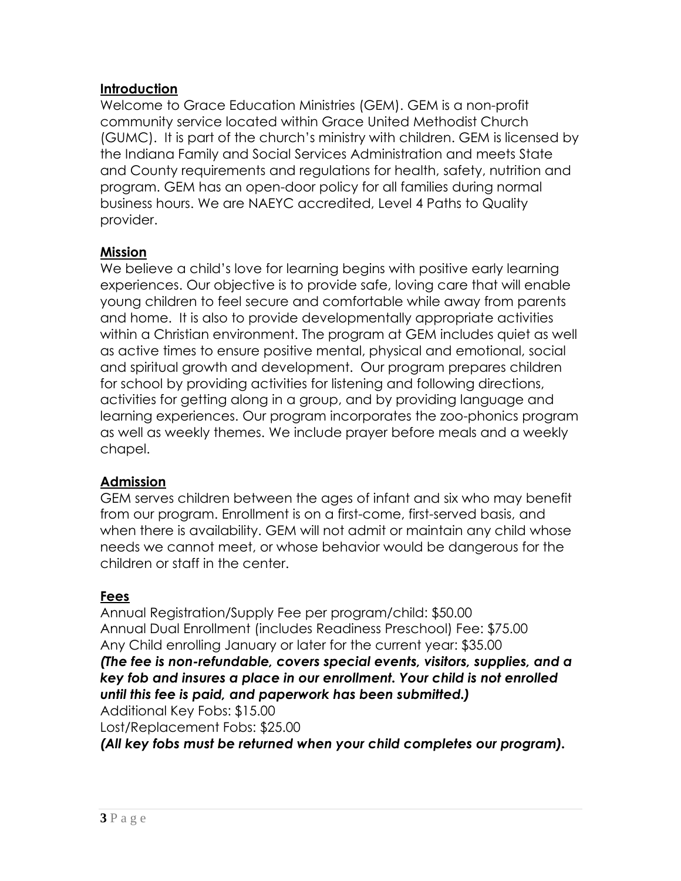## Introduction

Welcome to Grace Education Ministries (GEM). GEM is a non-profit community service located within Grace United Methodist Church (GUMC). It is part of the church's ministry with children. GEM is licensed by the Indiana Family and Social Services Administration and meets State and County requirements and regulations for health, safety, nutrition and program. GEM has an open-door policy for all families during normal business hours. We are NAEYC accredited, Level 4 Paths to Quality provider.

## Mission

We believe a child's love for learning begins with positive early learning experiences. Our objective is to provide safe, loving care that will enable young children to feel secure and comfortable while away from parents and home. It is also to provide developmentally appropriate activities within a Christian environment. The program at GEM includes quiet as well as active times to ensure positive mental, physical and emotional, social and spiritual growth and development. Our program prepares children for school by providing activities for listening and following directions, activities for getting along in a group, and by providing language and learning experiences. Our program incorporates the zoo-phonics program as well as weekly themes. We include prayer before meals and a weekly chapel.

## Admission

GEM serves children between the ages of infant and six who may benefit from our program. Enrollment is on a first-come, first-served basis, and when there is availability. GEM will not admit or maintain any child whose needs we cannot meet, or whose behavior would be dangerous for the children or staff in the center.

## Fees

Annual Registration/Supply Fee per program/child: $50.00
Annual Dual Enrollment (includes Readiness Preschool) Fee: $75.00
Any Child enrolling January or later for the current year: $35.00
***(The fee is non-refundable, covers special events, visitors, supplies, and a key fob and insures a place in our enrollment. Your child is not enrolled until this fee is paid, and paperwork has been submitted.)***
Additional Key Fobs: $15.00
Lost/Replacement Fobs: $25.00
***(All key fobs must be returned when your child completes our program).***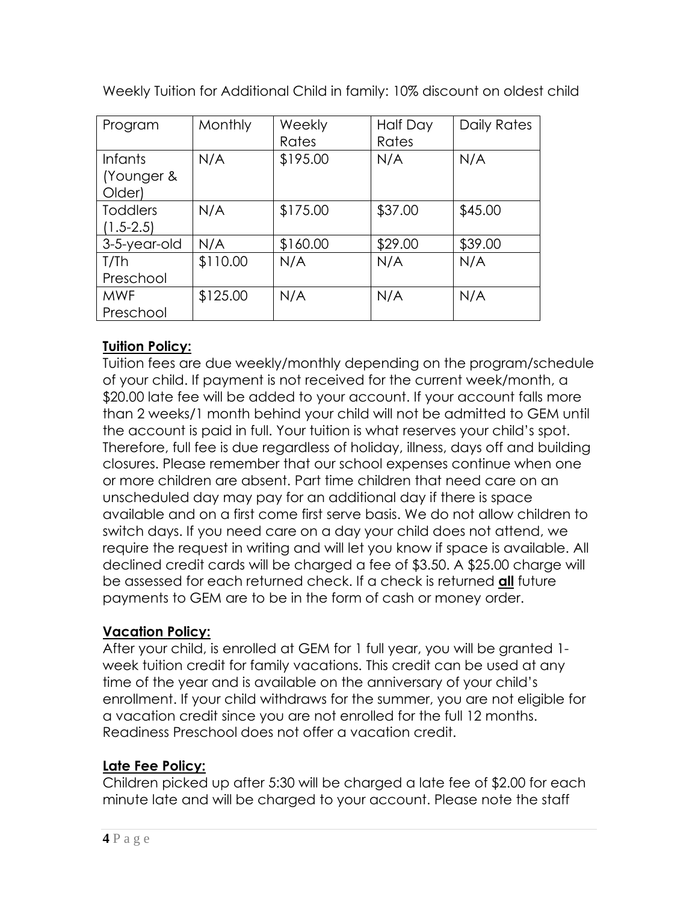Weekly Tuition for Additional Child in family: 10% discount on oldest child

| Program | Monthly | Weekly Rates | Half Day Rates | Daily Rates |
|---|---|---|---|---|
| Infants (Younger & Older) | N/A | $195.00 | N/A | N/A |
| Toddlers (1.5-2.5) | N/A | $175.00 | $37.00 | $45.00 |
| 3-5-year-old | N/A | $160.00 | $29.00 | $39.00 |
| T/Th Preschool | $110.00 | N/A | N/A | N/A |
| MWF Preschool | $125.00 | N/A | N/A | N/A |

**Tuition Policy:**

Tuition fees are due weekly/monthly depending on the program/schedule of your child. If payment is not received for the current week/month, a $20.00 late fee will be added to your account. If your account falls more than 2 weeks/1 month behind your child will not be admitted to GEM until the account is paid in full. Your tuition is what reserves your child's spot. Therefore, full fee is due regardless of holiday, illness, days off and building closures. Please remember that our school expenses continue when one or more children are absent. Part time children that need care on an unscheduled day may pay for an additional day if there is space available and on a first come first serve basis. We do not allow children to switch days. If you need care on a day your child does not attend, we require the request in writing and will let you know if space is available. All declined credit cards will be charged a fee of $3.50. A $25.00 charge will be assessed for each returned check. If a check is returned **all** future payments to GEM are to be in the form of cash or money order.

**Vacation Policy:**

After your child, is enrolled at GEM for 1 full year, you will be granted 1-week tuition credit for family vacations. This credit can be used at any time of the year and is available on the anniversary of your child's enrollment. If your child withdraws for the summer, you are not eligible for a vacation credit since you are not enrolled for the full 12 months. Readiness Preschool does not offer a vacation credit.

**Late Fee Policy:**

Children picked up after 5:30 will be charged a late fee of $2.00 for each minute late and will be charged to your account. Please note the staff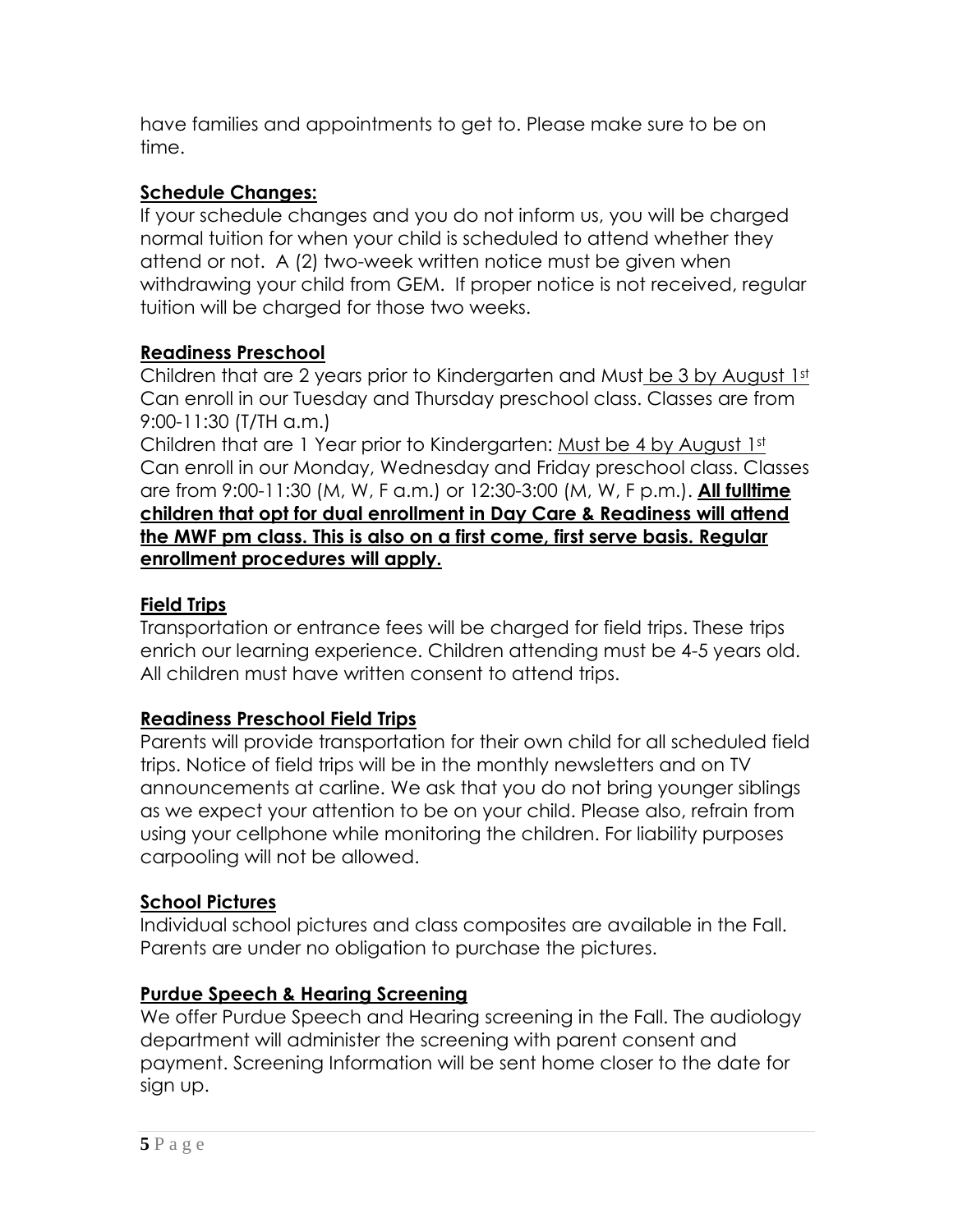have families and appointments to get to. Please make sure to be on time.

**Schedule Changes:**

If your schedule changes and you do not inform us, you will be charged normal tuition for when your child is scheduled to attend whether they attend or not. A (2) two-week written notice must be given when withdrawing your child from GEM. If proper notice is not received, regular tuition will be charged for those two weeks.

**Readiness Preschool**

Children that are 2 years prior to Kindergarten and Must be 3 by August 1st Can enroll in our Tuesday and Thursday preschool class. Classes are from 9:00-11:30 (T/TH a.m.)

Children that are 1 Year prior to Kindergarten: Must be 4 by August 1st Can enroll in our Monday, Wednesday and Friday preschool class. Classes are from 9:00-11:30 (M, W, F a.m.) or 12:30-3:00 (M, W, F p.m.). **All fulltime children that opt for dual enrollment in Day Care & Readiness will attend the MWF pm class. This is also on a first come, first serve basis. Regular enrollment procedures will apply.**

**Field Trips**

Transportation or entrance fees will be charged for field trips. These trips enrich our learning experience. Children attending must be 4-5 years old. All children must have written consent to attend trips.

**Readiness Preschool Field Trips**

Parents will provide transportation for their own child for all scheduled field trips. Notice of field trips will be in the monthly newsletters and on TV announcements at carline. We ask that you do not bring younger siblings as we expect your attention to be on your child. Please also, refrain from using your cellphone while monitoring the children. For liability purposes carpooling will not be allowed.

**School Pictures**

Individual school pictures and class composites are available in the Fall. Parents are under no obligation to purchase the pictures.

**Purdue Speech & Hearing Screening**

We offer Purdue Speech and Hearing screening in the Fall. The audiology department will administer the screening with parent consent and payment. Screening Information will be sent home closer to the date for sign up.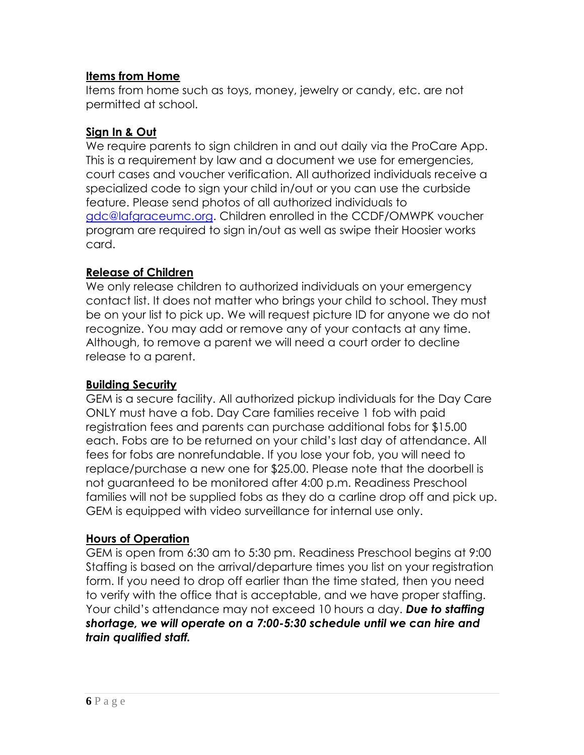## Items from Home

Items from home such as toys, money, jewelry or candy, etc. are not permitted at school.

## Sign In & Out

We require parents to sign children in and out daily via the ProCare App. This is a requirement by law and a document we use for emergencies, court cases and voucher verification. All authorized individuals receive a specialized code to sign your child in/out or you can use the curbside feature. Please send photos of all authorized individuals to gdc@lafgraceumc.org. Children enrolled in the CCDF/OMWPK voucher program are required to sign in/out as well as swipe their Hoosier works card.

## Release of Children

We only release children to authorized individuals on your emergency contact list. It does not matter who brings your child to school. They must be on your list to pick up. We will request picture ID for anyone we do not recognize. You may add or remove any of your contacts at any time. Although, to remove a parent we will need a court order to decline release to a parent.

## Building Security

GEM is a secure facility. All authorized pickup individuals for the Day Care ONLY must have a fob. Day Care families receive 1 fob with paid registration fees and parents can purchase additional fobs for $15.00 each. Fobs are to be returned on your child's last day of attendance. All fees for fobs are nonrefundable. If you lose your fob, you will need to replace/purchase a new one for $25.00. Please note that the doorbell is not guaranteed to be monitored after 4:00 p.m. Readiness Preschool families will not be supplied fobs as they do a carline drop off and pick up. GEM is equipped with video surveillance for internal use only.

## Hours of Operation

GEM is open from 6:30 am to 5:30 pm. Readiness Preschool begins at 9:00 Staffing is based on the arrival/departure times you list on your registration form. If you need to drop off earlier than the time stated, then you need to verify with the office that is acceptable, and we have proper staffing. Your child's attendance may not exceed 10 hours a day. ***Due to staffing shortage, we will operate on a 7:00-5:30 schedule until we can hire and train qualified staff.***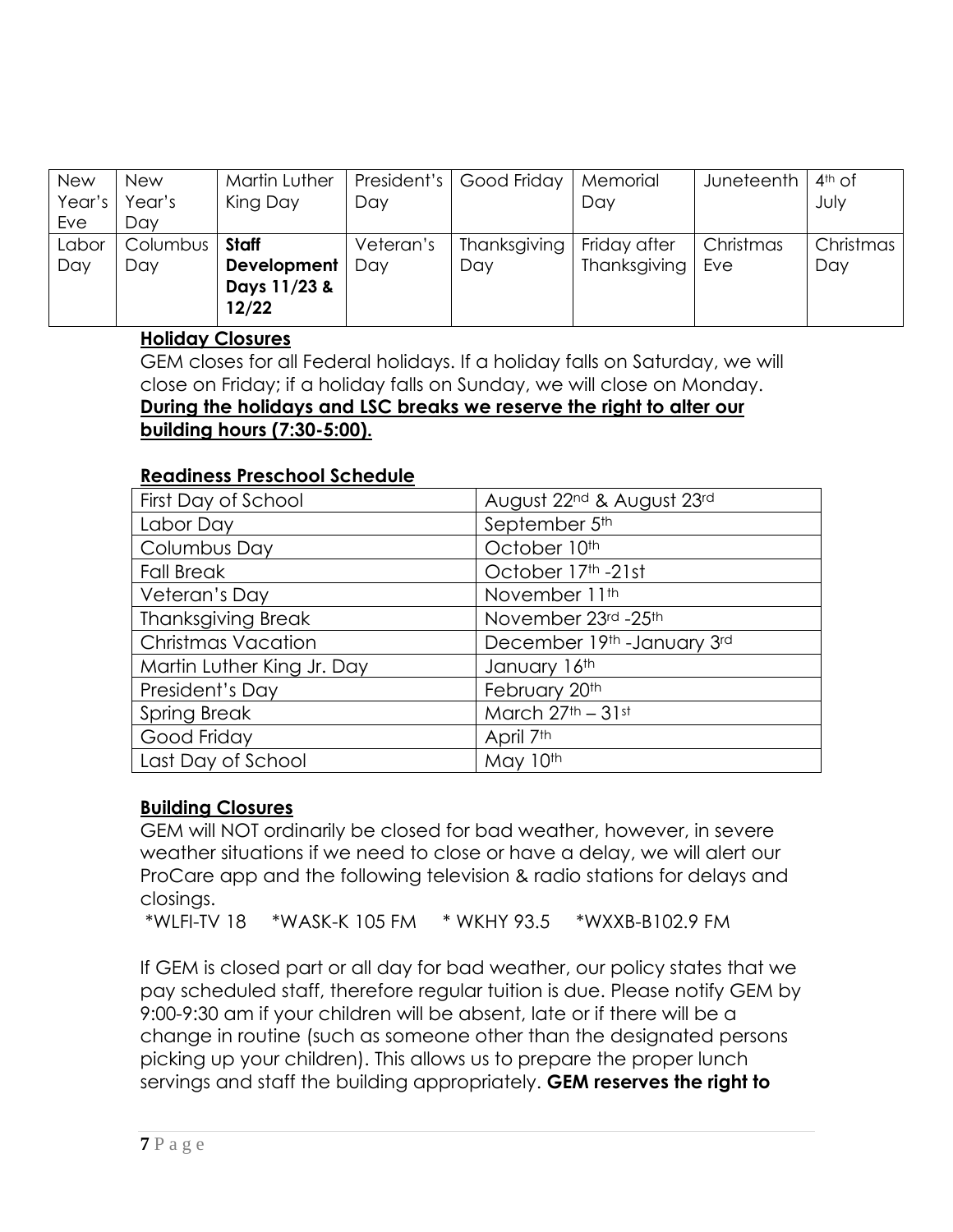| New Year's Eve | New Year's Day | Martin Luther King Day | President's Day | Good Friday | Memorial Day | Juneteenth | 4th of July |
|---|---|---|---|---|---|---|---|
| Labor Day | Columbus Day | **Staff Development Days 11/23 & 12/22** | Veteran's Day | Thanksgiving Day | Friday after Thanksgiving | Christmas Eve | Christmas Day |

**Holiday Closures**

GEM closes for all Federal holidays. If a holiday falls on Saturday, we will close on Friday; if a holiday falls on Sunday, we will close on Monday.

**During the holidays and LSC breaks we reserve the right to alter our building hours (7:30-5:00).**

**Readiness Preschool Schedule**

| First Day of School | August 22nd & August 23rd |
|---|---|
| Labor Day | September 5th |
| Columbus Day | October 10th |
| Fall Break | October 17th -21st |
| Veteran's Day | November 11th |
| Thanksgiving Break | November 23rd -25th |
| Christmas Vacation | December 19th -January 3rd |
| Martin Luther King Jr. Day | January 16th |
| President's Day | February 20th |
| Spring Break | March 27th – 31st |
| Good Friday | April 7th |
| Last Day of School | May 10th |

**Building Closures**

GEM will NOT ordinarily be closed for bad weather, however, in severe weather situations if we need to close or have a delay, we will alert our ProCare app and the following television & radio stations for delays and closings.

*WLFI-TV 18 *WASK-K 105 FM * WKHY 93.5 *WXXB-B102.9 FM

If GEM is closed part or all day for bad weather, our policy states that we pay scheduled staff, therefore regular tuition is due. Please notify GEM by 9:00-9:30 am if your children will be absent, late or if there will be a change in routine (such as someone other than the designated persons picking up your children). This allows us to prepare the proper lunch servings and staff the building appropriately. **GEM reserves the right to**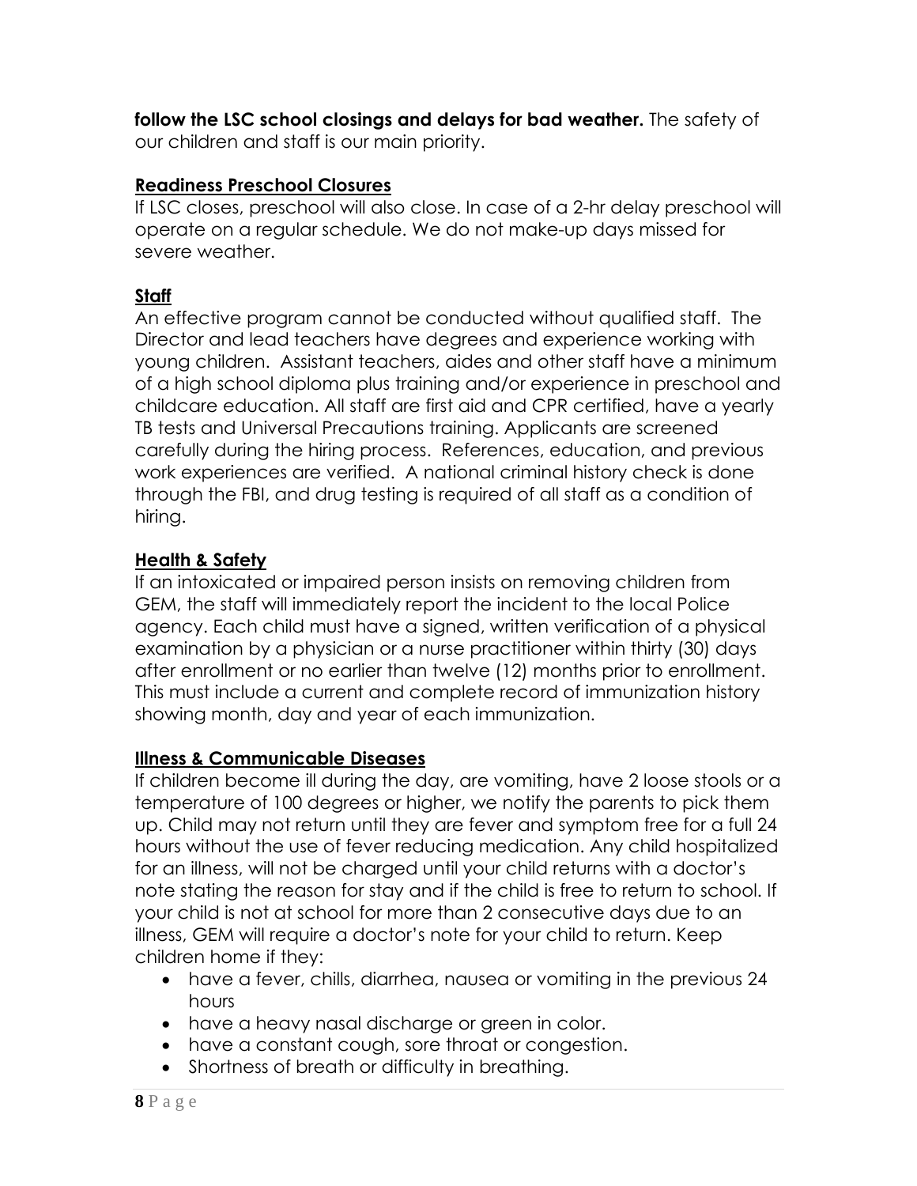**follow the LSC school closings and delays for bad weather.** The safety of our children and staff is our main priority.

## Readiness Preschool Closures

If LSC closes, preschool will also close. In case of a 2-hr delay preschool will operate on a regular schedule. We do not make-up days missed for severe weather.

## Staff

An effective program cannot be conducted without qualified staff. The Director and lead teachers have degrees and experience working with young children. Assistant teachers, aides and other staff have a minimum of a high school diploma plus training and/or experience in preschool and childcare education. All staff are first aid and CPR certified, have a yearly TB tests and Universal Precautions training. Applicants are screened carefully during the hiring process. References, education, and previous work experiences are verified. A national criminal history check is done through the FBI, and drug testing is required of all staff as a condition of hiring.

## Health & Safety

If an intoxicated or impaired person insists on removing children from GEM, the staff will immediately report the incident to the local Police agency. Each child must have a signed, written verification of a physical examination by a physician or a nurse practitioner within thirty (30) days after enrollment or no earlier than twelve (12) months prior to enrollment. This must include a current and complete record of immunization history showing month, day and year of each immunization.

## Illness & Communicable Diseases

If children become ill during the day, are vomiting, have 2 loose stools or a temperature of 100 degrees or higher, we notify the parents to pick them up. Child may not return until they are fever and symptom free for a full 24 hours without the use of fever reducing medication. Any child hospitalized for an illness, will not be charged until your child returns with a doctor's note stating the reason for stay and if the child is free to return to school. If your child is not at school for more than 2 consecutive days due to an illness, GEM will require a doctor's note for your child to return. Keep children home if they:

- have a fever, chills, diarrhea, nausea or vomiting in the previous 24 hours
- have a heavy nasal discharge or green in color.
- have a constant cough, sore throat or congestion.
- Shortness of breath or difficulty in breathing.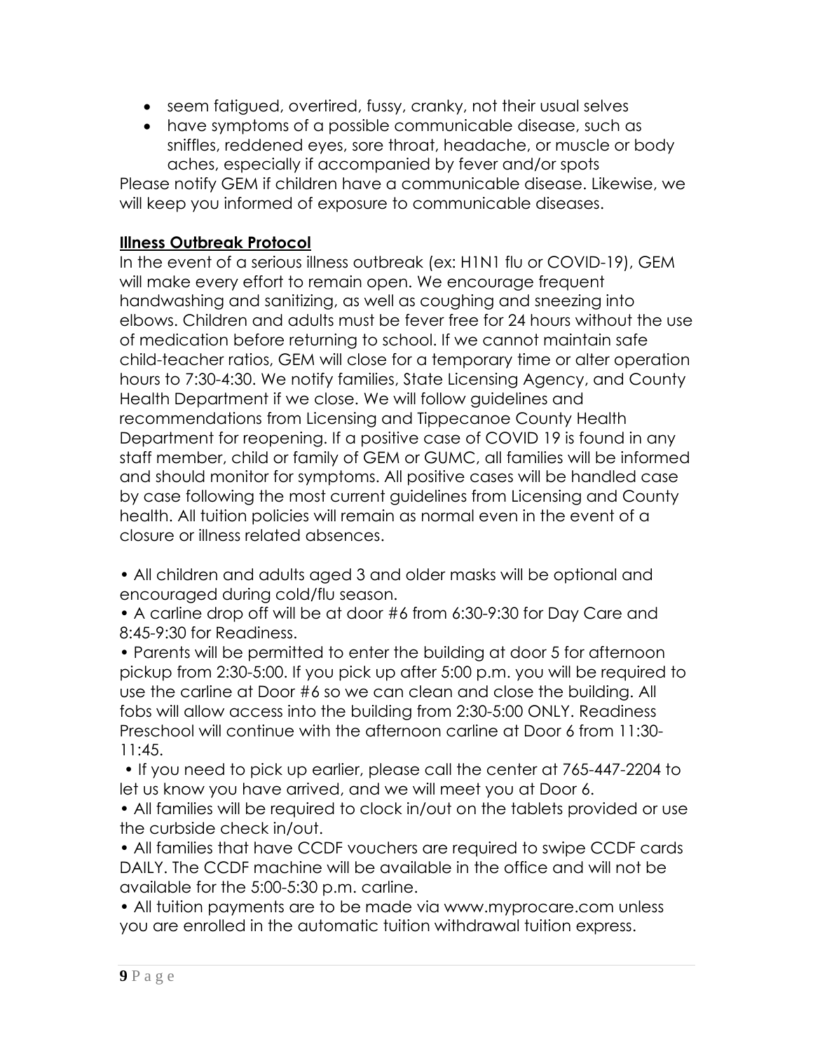- seem fatigued, overtired, fussy, cranky, not their usual selves
- have symptoms of a possible communicable disease, such as sniffles, reddened eyes, sore throat, headache, or muscle or body aches, especially if accompanied by fever and/or spots

Please notify GEM if children have a communicable disease. Likewise, we will keep you informed of exposure to communicable diseases.

**Illness Outbreak Protocol**

In the event of a serious illness outbreak (ex: H1N1 flu or COVID-19), GEM will make every effort to remain open. We encourage frequent handwashing and sanitizing, as well as coughing and sneezing into elbows. Children and adults must be fever free for 24 hours without the use of medication before returning to school. If we cannot maintain safe child-teacher ratios, GEM will close for a temporary time or alter operation hours to 7:30-4:30. We notify families, State Licensing Agency, and County Health Department if we close. We will follow guidelines and recommendations from Licensing and Tippecanoe County Health Department for reopening. If a positive case of COVID 19 is found in any staff member, child or family of GEM or GUMC, all families will be informed and should monitor for symptoms. All positive cases will be handled case by case following the most current guidelines from Licensing and County health. All tuition policies will remain as normal even in the event of a closure or illness related absences.

- All children and adults aged 3 and older masks will be optional and encouraged during cold/flu season.
- A carline drop off will be at door #6 from 6:30-9:30 for Day Care and 8:45-9:30 for Readiness.
- Parents will be permitted to enter the building at door 5 for afternoon pickup from 2:30-5:00. If you pick up after 5:00 p.m. you will be required to use the carline at Door #6 so we can clean and close the building. All fobs will allow access into the building from 2:30-5:00 ONLY. Readiness Preschool will continue with the afternoon carline at Door 6 from 11:30-11:45.
- If you need to pick up earlier, please call the center at 765-447-2204 to let us know you have arrived, and we will meet you at Door 6.
- All families will be required to clock in/out on the tablets provided or use the curbside check in/out.
- All families that have CCDF vouchers are required to swipe CCDF cards DAILY. The CCDF machine will be available in the office and will not be available for the 5:00-5:30 p.m. carline.
- All tuition payments are to be made via www.myprocare.com unless you are enrolled in the automatic tuition withdrawal tuition express.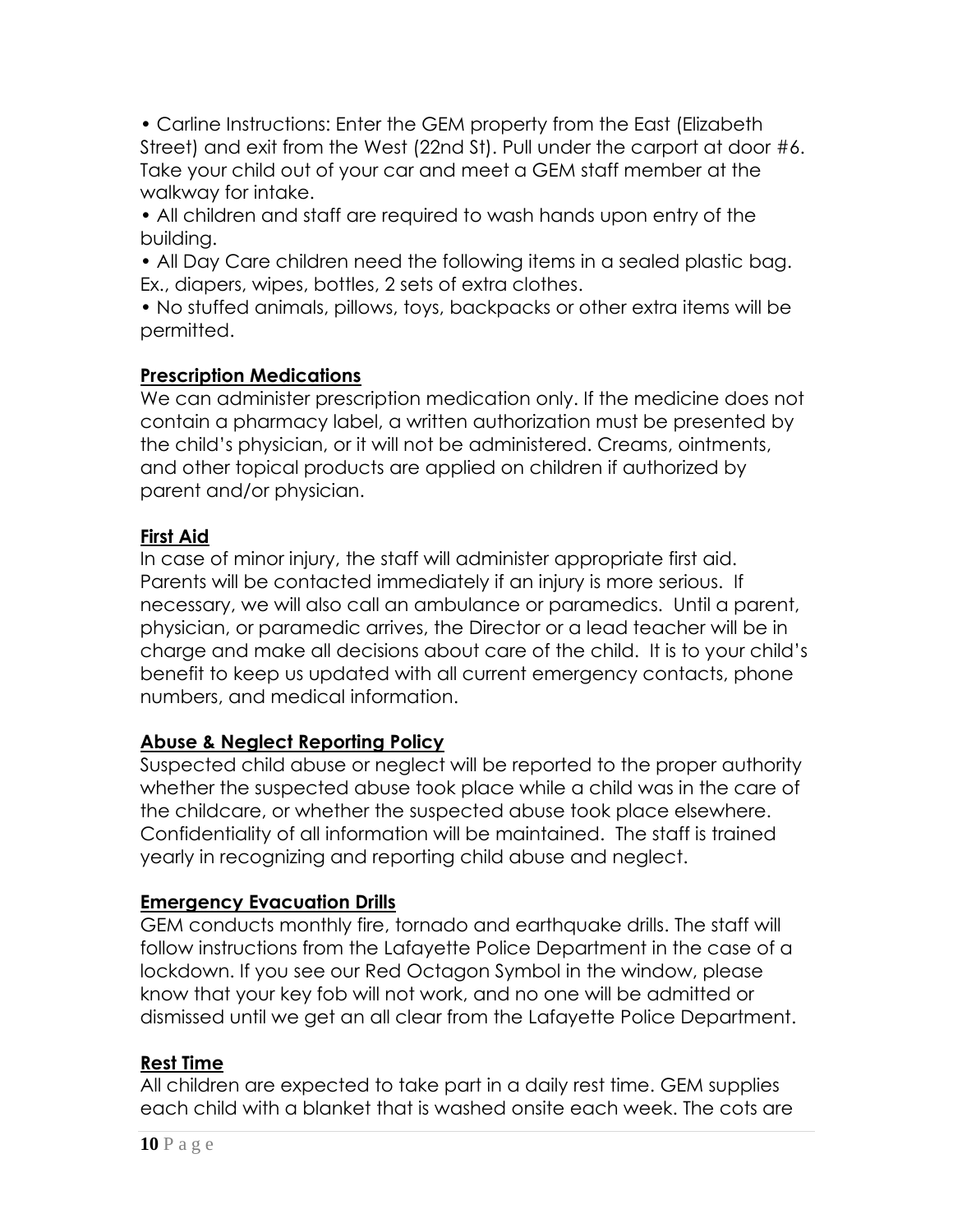- Carline Instructions: Enter the GEM property from the East (Elizabeth Street) and exit from the West (22nd St). Pull under the carport at door #6. Take your child out of your car and meet a GEM staff member at the walkway for intake.
- All children and staff are required to wash hands upon entry of the building.
- All Day Care children need the following items in a sealed plastic bag. Ex., diapers, wipes, bottles, 2 sets of extra clothes.
- No stuffed animals, pillows, toys, backpacks or other extra items will be permitted.

## Prescription Medications

We can administer prescription medication only. If the medicine does not contain a pharmacy label, a written authorization must be presented by the child's physician, or it will not be administered. Creams, ointments, and other topical products are applied on children if authorized by parent and/or physician.

## First Aid

In case of minor injury, the staff will administer appropriate first aid. Parents will be contacted immediately if an injury is more serious. If necessary, we will also call an ambulance or paramedics. Until a parent, physician, or paramedic arrives, the Director or a lead teacher will be in charge and make all decisions about care of the child. It is to your child's benefit to keep us updated with all current emergency contacts, phone numbers, and medical information.

## Abuse & Neglect Reporting Policy

Suspected child abuse or neglect will be reported to the proper authority whether the suspected abuse took place while a child was in the care of the childcare, or whether the suspected abuse took place elsewhere. Confidentiality of all information will be maintained. The staff is trained yearly in recognizing and reporting child abuse and neglect.

## Emergency Evacuation Drills

GEM conducts monthly fire, tornado and earthquake drills. The staff will follow instructions from the Lafayette Police Department in the case of a lockdown. If you see our Red Octagon Symbol in the window, please know that your key fob will not work, and no one will be admitted or dismissed until we get an all clear from the Lafayette Police Department.

## Rest Time

All children are expected to take part in a daily rest time. GEM supplies each child with a blanket that is washed onsite each week. The cots are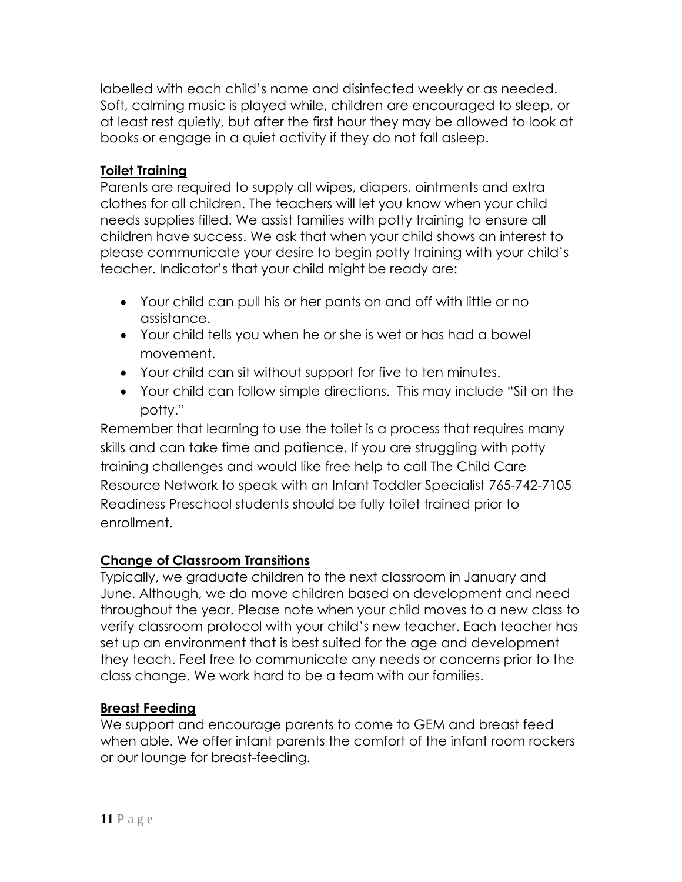labelled with each child's name and disinfected weekly or as needed. Soft, calming music is played while, children are encouraged to sleep, or at least rest quietly, but after the first hour they may be allowed to look at books or engage in a quiet activity if they do not fall asleep.

## Toilet Training

Parents are required to supply all wipes, diapers, ointments and extra clothes for all children. The teachers will let you know when your child needs supplies filled. We assist families with potty training to ensure all children have success. We ask that when your child shows an interest to please communicate your desire to begin potty training with your child's teacher. Indicator's that your child might be ready are:

- Your child can pull his or her pants on and off with little or no assistance.
- Your child tells you when he or she is wet or has had a bowel movement.
- Your child can sit without support for five to ten minutes.
- Your child can follow simple directions. This may include "Sit on the potty."

Remember that learning to use the toilet is a process that requires many skills and can take time and patience. If you are struggling with potty training challenges and would like free help to call The Child Care Resource Network to speak with an Infant Toddler Specialist 765-742-7105 Readiness Preschool students should be fully toilet trained prior to enrollment.

## Change of Classroom Transitions

Typically, we graduate children to the next classroom in January and June. Although, we do move children based on development and need throughout the year. Please note when your child moves to a new class to verify classroom protocol with your child's new teacher. Each teacher has set up an environment that is best suited for the age and development they teach. Feel free to communicate any needs or concerns prior to the class change. We work hard to be a team with our families.

## Breast Feeding

We support and encourage parents to come to GEM and breast feed when able. We offer infant parents the comfort of the infant room rockers or our lounge for breast-feeding.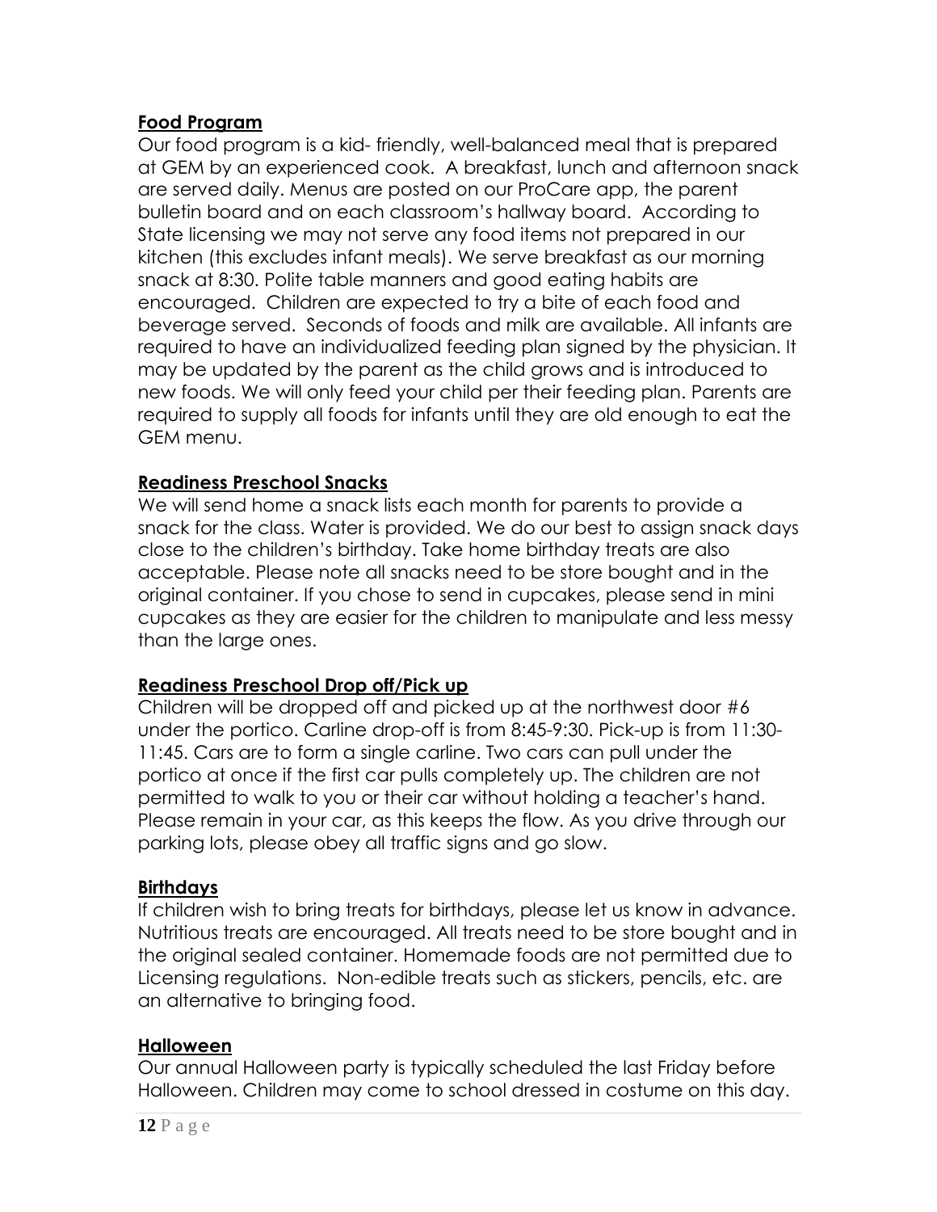**Food Program**

Our food program is a kid- friendly, well-balanced meal that is prepared at GEM by an experienced cook. A breakfast, lunch and afternoon snack are served daily. Menus are posted on our ProCare app, the parent bulletin board and on each classroom's hallway board. According to State licensing we may not serve any food items not prepared in our kitchen (this excludes infant meals). We serve breakfast as our morning snack at 8:30. Polite table manners and good eating habits are encouraged. Children are expected to try a bite of each food and beverage served. Seconds of foods and milk are available. All infants are required to have an individualized feeding plan signed by the physician. It may be updated by the parent as the child grows and is introduced to new foods. We will only feed your child per their feeding plan. Parents are required to supply all foods for infants until they are old enough to eat the GEM menu.

**Readiness Preschool Snacks**

We will send home a snack lists each month for parents to provide a snack for the class. Water is provided. We do our best to assign snack days close to the children's birthday. Take home birthday treats are also acceptable. Please note all snacks need to be store bought and in the original container. If you chose to send in cupcakes, please send in mini cupcakes as they are easier for the children to manipulate and less messy than the large ones.

**Readiness Preschool Drop off/Pick up**

Children will be dropped off and picked up at the northwest door #6 under the portico. Carline drop-off is from 8:45-9:30. Pick-up is from 11:30-11:45. Cars are to form a single carline. Two cars can pull under the portico at once if the first car pulls completely up. The children are not permitted to walk to you or their car without holding a teacher's hand. Please remain in your car, as this keeps the flow. As you drive through our parking lots, please obey all traffic signs and go slow.

**Birthdays**

If children wish to bring treats for birthdays, please let us know in advance. Nutritious treats are encouraged. All treats need to be store bought and in the original sealed container. Homemade foods are not permitted due to Licensing regulations. Non-edible treats such as stickers, pencils, etc. are an alternative to bringing food.

**Halloween**

Our annual Halloween party is typically scheduled the last Friday before Halloween. Children may come to school dressed in costume on this day.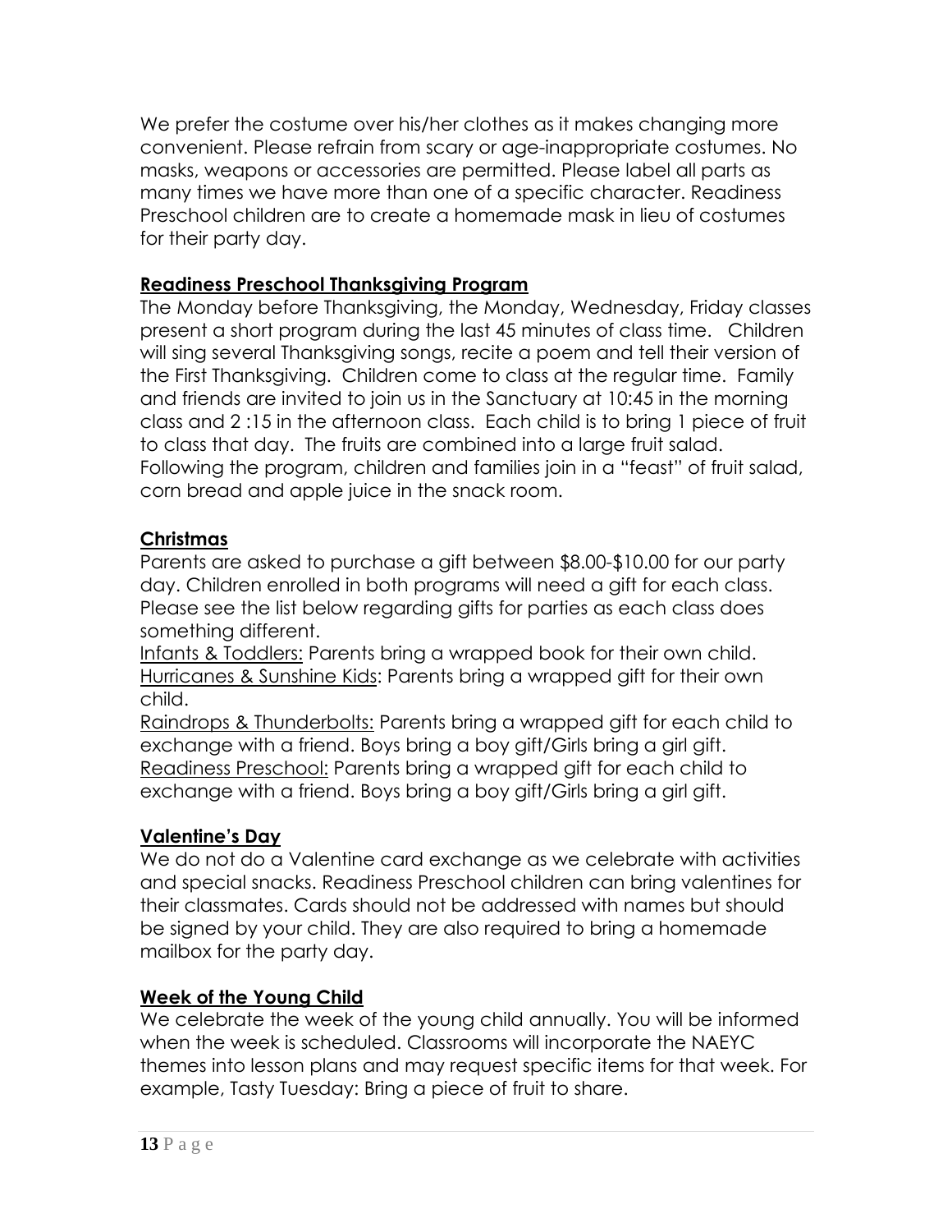We prefer the costume over his/her clothes as it makes changing more convenient. Please refrain from scary or age-inappropriate costumes. No masks, weapons or accessories are permitted. Please label all parts as many times we have more than one of a specific character. Readiness Preschool children are to create a homemade mask in lieu of costumes for their party day.

**Readiness Preschool Thanksgiving Program**

The Monday before Thanksgiving, the Monday, Wednesday, Friday classes present a short program during the last 45 minutes of class time. Children will sing several Thanksgiving songs, recite a poem and tell their version of the First Thanksgiving. Children come to class at the regular time. Family and friends are invited to join us in the Sanctuary at 10:45 in the morning class and 2 :15 in the afternoon class. Each child is to bring 1 piece of fruit to class that day. The fruits are combined into a large fruit salad. Following the program, children and families join in a "feast" of fruit salad, corn bread and apple juice in the snack room.

**Christmas**

Parents are asked to purchase a gift between $8.00-$10.00 for our party day. Children enrolled in both programs will need a gift for each class. Please see the list below regarding gifts for parties as each class does something different.

Infants & Toddlers: Parents bring a wrapped book for their own child.
Hurricanes & Sunshine Kids: Parents bring a wrapped gift for their own child.
Raindrops & Thunderbolts: Parents bring a wrapped gift for each child to exchange with a friend. Boys bring a boy gift/Girls bring a girl gift.
Readiness Preschool: Parents bring a wrapped gift for each child to exchange with a friend. Boys bring a boy gift/Girls bring a girl gift.

**Valentine's Day**

We do not do a Valentine card exchange as we celebrate with activities and special snacks. Readiness Preschool children can bring valentines for their classmates. Cards should not be addressed with names but should be signed by your child. They are also required to bring a homemade mailbox for the party day.

**Week of the Young Child**

We celebrate the week of the young child annually. You will be informed when the week is scheduled. Classrooms will incorporate the NAEYC themes into lesson plans and may request specific items for that week. For example, Tasty Tuesday: Bring a piece of fruit to share.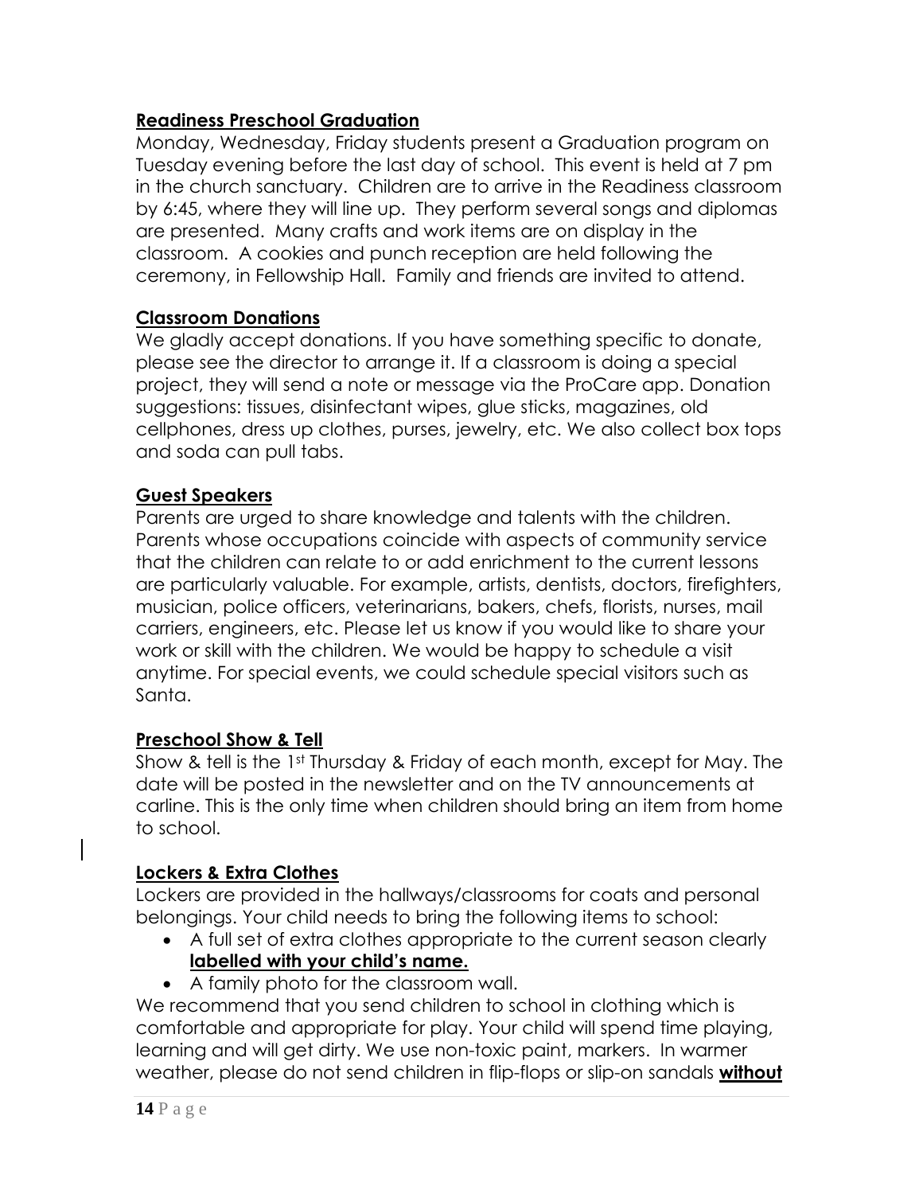## Readiness Preschool Graduation

Monday, Wednesday, Friday students present a Graduation program on Tuesday evening before the last day of school. This event is held at 7 pm in the church sanctuary. Children are to arrive in the Readiness classroom by 6:45, where they will line up. They perform several songs and diplomas are presented. Many crafts and work items are on display in the classroom. A cookies and punch reception are held following the ceremony, in Fellowship Hall. Family and friends are invited to attend.

## Classroom Donations

We gladly accept donations. If you have something specific to donate, please see the director to arrange it. If a classroom is doing a special project, they will send a note or message via the ProCare app. Donation suggestions: tissues, disinfectant wipes, glue sticks, magazines, old cellphones, dress up clothes, purses, jewelry, etc. We also collect box tops and soda can pull tabs.

## Guest Speakers

Parents are urged to share knowledge and talents with the children. Parents whose occupations coincide with aspects of community service that the children can relate to or add enrichment to the current lessons are particularly valuable. For example, artists, dentists, doctors, firefighters, musician, police officers, veterinarians, bakers, chefs, florists, nurses, mail carriers, engineers, etc. Please let us know if you would like to share your work or skill with the children. We would be happy to schedule a visit anytime. For special events, we could schedule special visitors such as Santa.

## Preschool Show & Tell

Show & tell is the 1st Thursday & Friday of each month, except for May. The date will be posted in the newsletter and on the TV announcements at carline. This is the only time when children should bring an item from home to school.

## Lockers & Extra Clothes

Lockers are provided in the hallways/classrooms for coats and personal belongings. Your child needs to bring the following items to school:

- A full set of extra clothes appropriate to the current season clearly **labelled with your child's name.**
- A family photo for the classroom wall.

We recommend that you send children to school in clothing which is comfortable and appropriate for play. Your child will spend time playing, learning and will get dirty. We use non-toxic paint, markers. In warmer weather, please do not send children in flip-flops or slip-on sandals **without**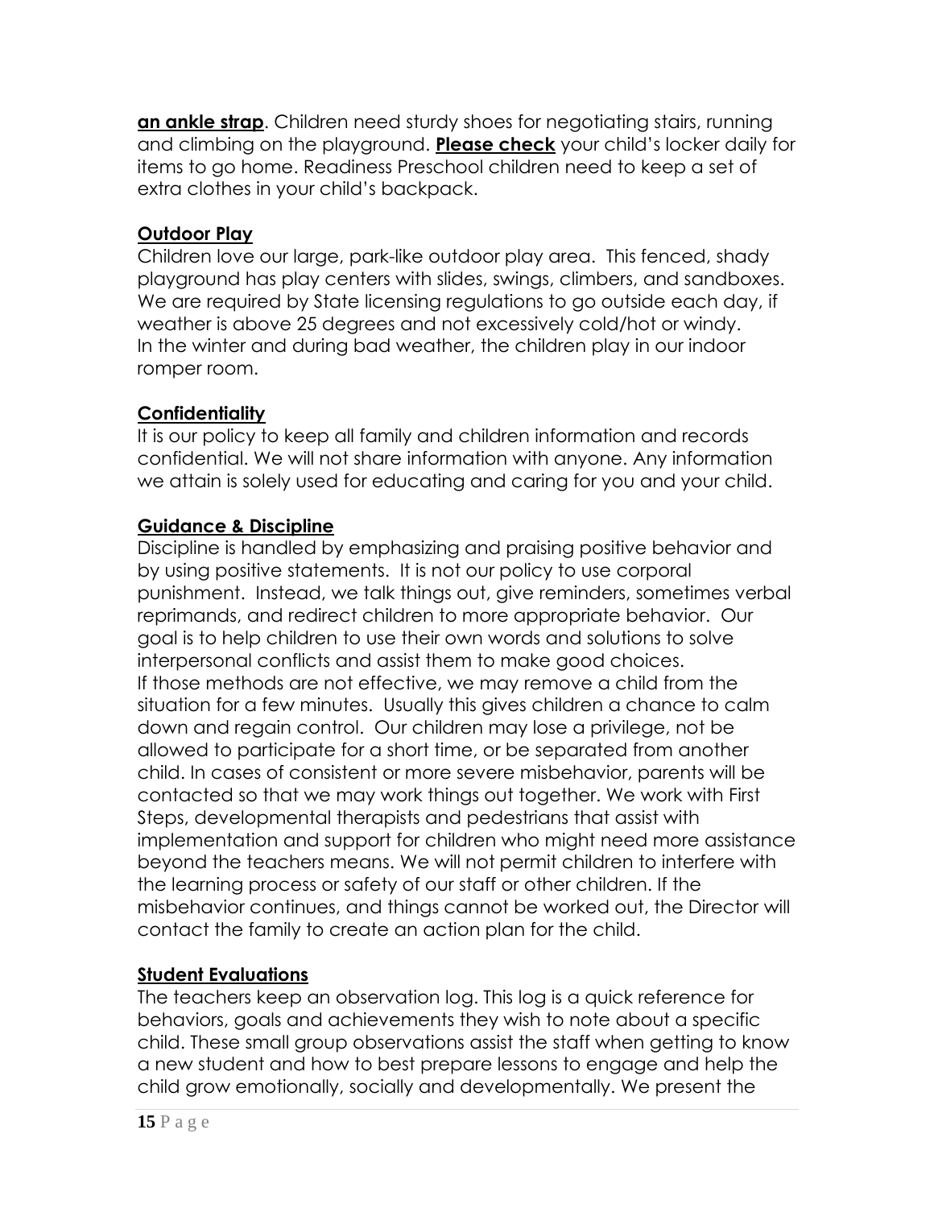**an ankle strap**. Children need sturdy shoes for negotiating stairs, running and climbing on the playground. **Please check** your child's locker daily for items to go home. Readiness Preschool children need to keep a set of extra clothes in your child's backpack.

## Outdoor Play

Children love our large, park-like outdoor play area. This fenced, shady playground has play centers with slides, swings, climbers, and sandboxes. We are required by State licensing regulations to go outside each day, if weather is above 25 degrees and not excessively cold/hot or windy. In the winter and during bad weather, the children play in our indoor romper room.

## Confidentiality

It is our policy to keep all family and children information and records confidential. We will not share information with anyone. Any information we attain is solely used for educating and caring for you and your child.

## Guidance & Discipline

Discipline is handled by emphasizing and praising positive behavior and by using positive statements. It is not our policy to use corporal punishment. Instead, we talk things out, give reminders, sometimes verbal reprimands, and redirect children to more appropriate behavior. Our goal is to help children to use their own words and solutions to solve interpersonal conflicts and assist them to make good choices. If those methods are not effective, we may remove a child from the situation for a few minutes. Usually this gives children a chance to calm down and regain control. Our children may lose a privilege, not be allowed to participate for a short time, or be separated from another child. In cases of consistent or more severe misbehavior, parents will be contacted so that we may work things out together. We work with First Steps, developmental therapists and pedestrians that assist with implementation and support for children who might need more assistance beyond the teachers means. We will not permit children to interfere with the learning process or safety of our staff or other children. If the misbehavior continues, and things cannot be worked out, the Director will contact the family to create an action plan for the child.

## Student Evaluations

The teachers keep an observation log. This log is a quick reference for behaviors, goals and achievements they wish to note about a specific child. These small group observations assist the staff when getting to know a new student and how to best prepare lessons to engage and help the child grow emotionally, socially and developmentally. We present the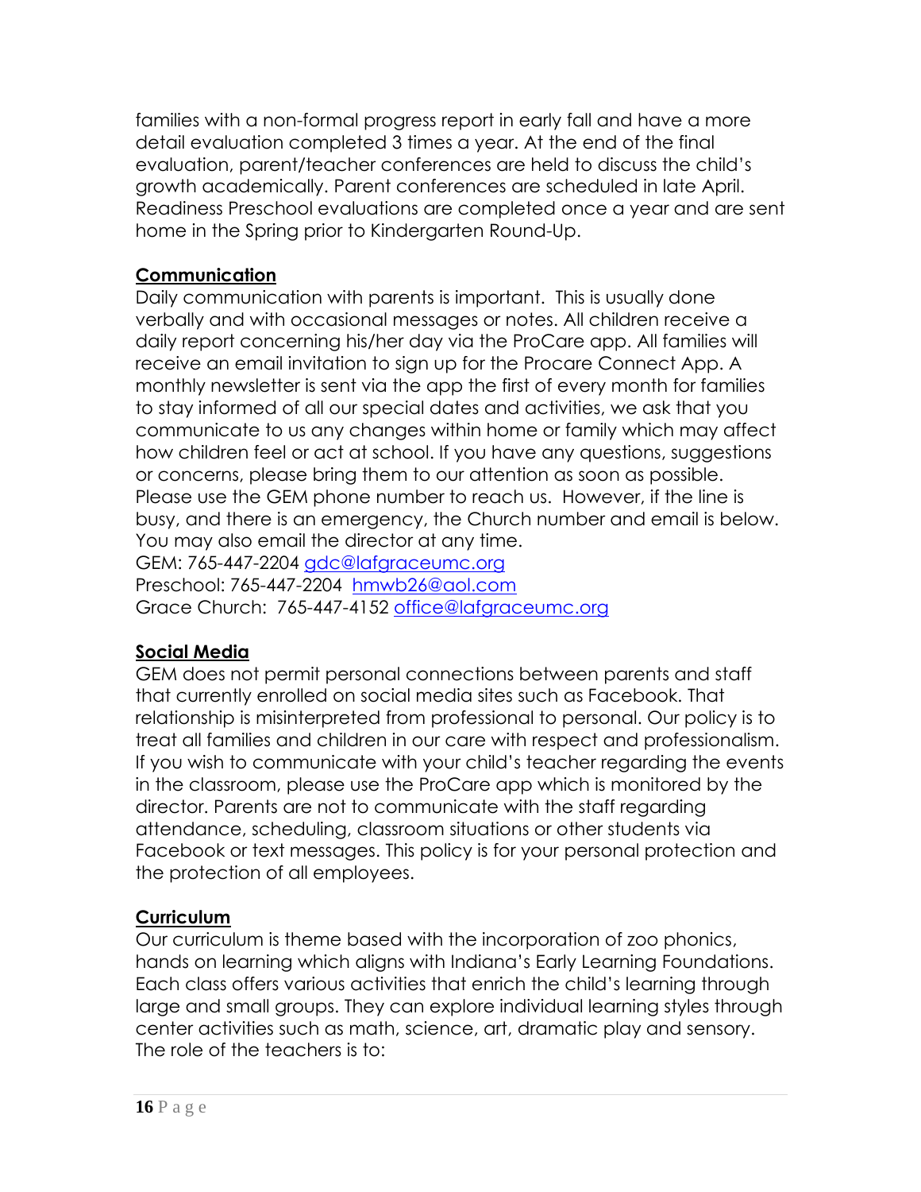families with a non-formal progress report in early fall and have a more detail evaluation completed 3 times a year. At the end of the final evaluation, parent/teacher conferences are held to discuss the child's growth academically. Parent conferences are scheduled in late April. Readiness Preschool evaluations are completed once a year and are sent home in the Spring prior to Kindergarten Round-Up.

**Communication**

Daily communication with parents is important. This is usually done verbally and with occasional messages or notes. All children receive a daily report concerning his/her day via the ProCare app. All families will receive an email invitation to sign up for the Procare Connect App. A monthly newsletter is sent via the app the first of every month for families to stay informed of all our special dates and activities, we ask that you communicate to us any changes within home or family which may affect how children feel or act at school. If you have any questions, suggestions or concerns, please bring them to our attention as soon as possible. Please use the GEM phone number to reach us. However, if the line is busy, and there is an emergency, the Church number and email is below. You may also email the director at any time.
GEM: 765-447-2204 gdc@lafgraceumc.org
Preschool: 765-447-2204 hmwb26@aol.com
Grace Church: 765-447-4152 office@lafgraceumc.org

**Social Media**

GEM does not permit personal connections between parents and staff that currently enrolled on social media sites such as Facebook. That relationship is misinterpreted from professional to personal. Our policy is to treat all families and children in our care with respect and professionalism. If you wish to communicate with your child's teacher regarding the events in the classroom, please use the ProCare app which is monitored by the director. Parents are not to communicate with the staff regarding attendance, scheduling, classroom situations or other students via Facebook or text messages. This policy is for your personal protection and the protection of all employees.

**Curriculum**

Our curriculum is theme based with the incorporation of zoo phonics, hands on learning which aligns with Indiana's Early Learning Foundations. Each class offers various activities that enrich the child's learning through large and small groups. They can explore individual learning styles through center activities such as math, science, art, dramatic play and sensory. The role of the teachers is to: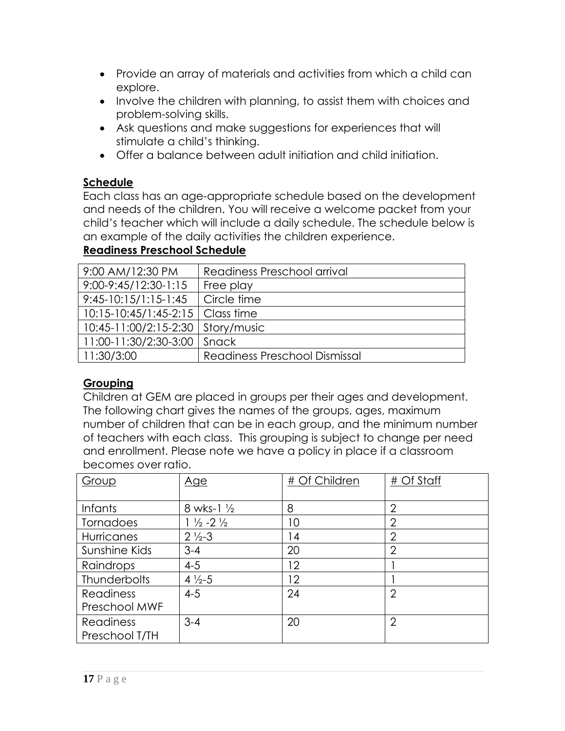- Provide an array of materials and activities from which a child can explore.
- Involve the children with planning, to assist them with choices and problem-solving skills.
- Ask questions and make suggestions for experiences that will stimulate a child's thinking.
- Offer a balance between adult initiation and child initiation.

**Schedule**

Each class has an age-appropriate schedule based on the development and needs of the children. You will receive a welcome packet from your child's teacher which will include a daily schedule. The schedule below is an example of the daily activities the children experience.

**Readiness Preschool Schedule**

| | |
|---|---|
| 9:00 AM/12:30 PM | Readiness Preschool arrival |
| 9:00-9:45/12:30-1:15 | Free play |
| 9:45-10:15/1:15-1:45 | Circle time |
| 10:15-10:45/1:45-2:15 | Class time |
| 10:45-11:00/2:15-2:30 | Story/music |
| 11:00-11:30/2:30-3:00 | Snack |
| 11:30/3:00 | Readiness Preschool Dismissal |

**Grouping**

Children at GEM are placed in groups per their ages and development. The following chart gives the names of the groups, ages, maximum number of children that can be in each group, and the minimum number of teachers with each class. This grouping is subject to change per need and enrollment. Please note we have a policy in place if a classroom becomes over ratio.

| Group | Age | # Of Children | # Of Staff |
|---|---|---|---|
| Infants | 8 wks-1 ½ | 8 | 2 |
| Tornadoes | 1 ½ -2 ½ | 10 | 2 |
| Hurricanes | 2 ½-3 | 14 | 2 |
| Sunshine Kids | 3-4 | 20 | 2 |
| Raindrops | 4-5 | 12 | 1 |
| Thunderbolts | 4 ½-5 | 12 | 1 |
| Readiness Preschool MWF | 4-5 | 24 | 2 |
| Readiness Preschool T/TH | 3-4 | 20 | 2 |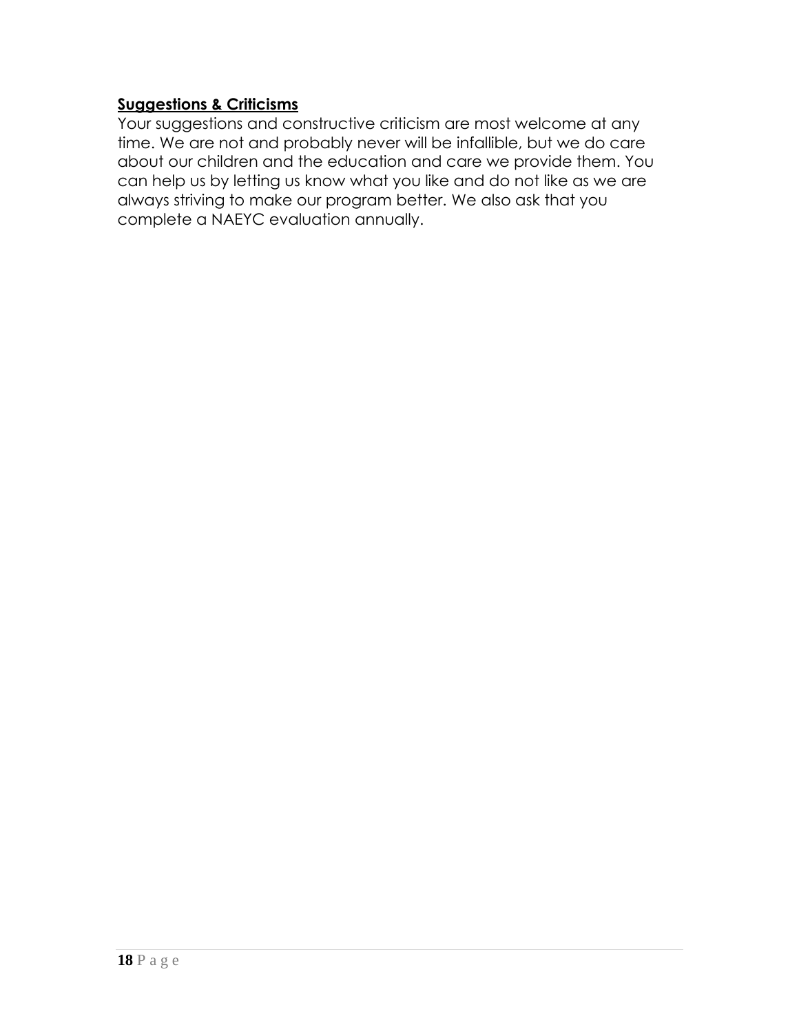**Suggestions & Criticisms**

Your suggestions and constructive criticism are most welcome at any time. We are not and probably never will be infallible, but we do care about our children and the education and care we provide them. You can help us by letting us know what you like and do not like as we are always striving to make our program better. We also ask that you complete a NAEYC evaluation annually.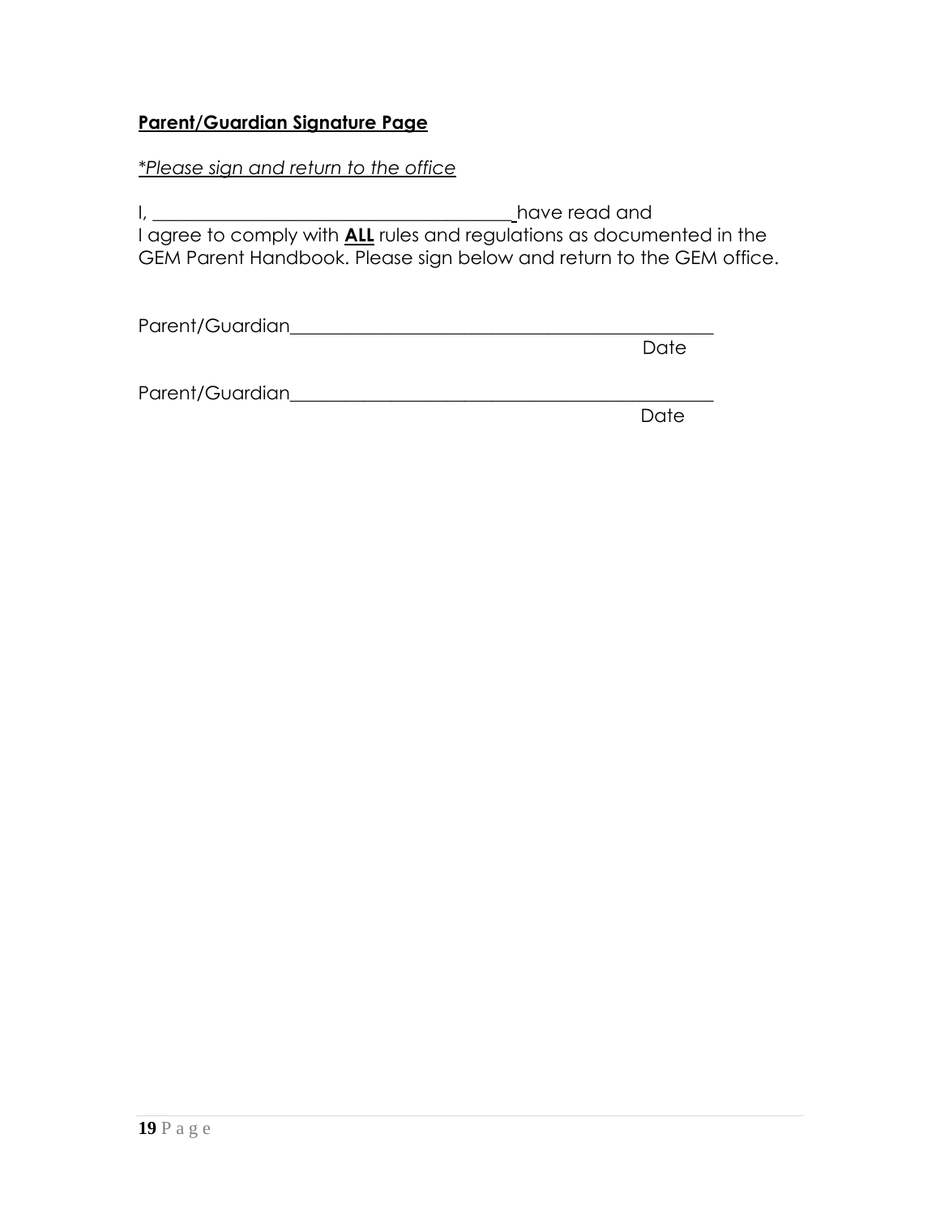**<u>Parent/Guardian Signature Page</u>**

*<u>*Please sign and return to the office</u>*

I, _______________________________________ have read and
I agree to comply with **<u>ALL</u>** rules and regulations as documented in the GEM Parent Handbook. Please sign below and return to the GEM office.

Parent/Guardian_______________________________________________
Date

Parent/Guardian_______________________________________________
Date